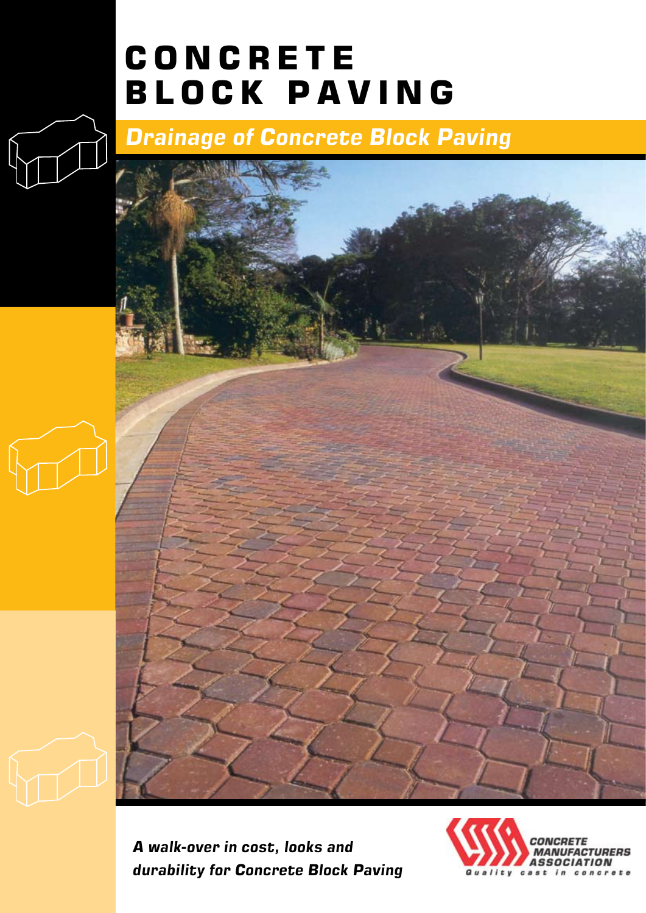# CONCRETE BLOCK PAVING

## Drainage of Concrete Block Paving

***A walk-over in cost, looks and durability for Concrete Block Paving***

CONCRETE MANUFACTURERS ASSOCIATION

Quality cast in concrete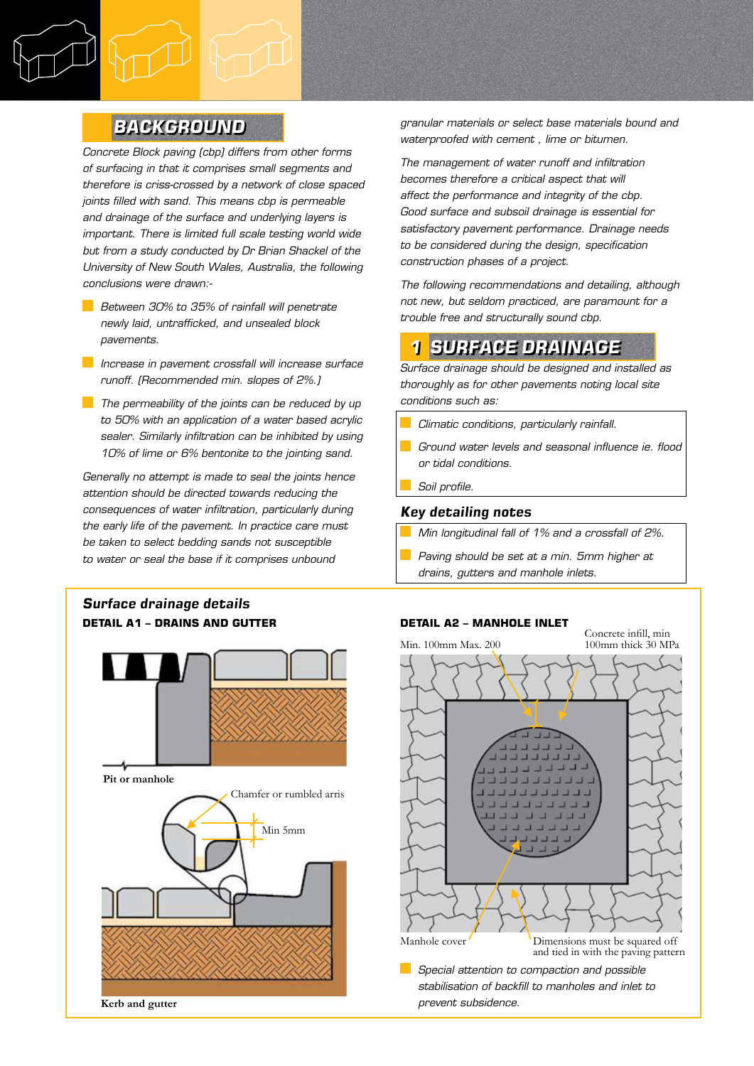## BACKGROUND

*Concrete Block paving (cbp) differs from other forms of surfacing in that it comprises small segments and therefore is criss-crossed by a network of close spaced joints filled with sand. This means cbp is permeable and drainage of the surface and underlying layers is important. There is limited full scale testing world wide but from a study conducted by Dr Brian Shackel of the University of New South Wales, Australia, the following conclusions were drawn:-*

- *Between 30% to 35% of rainfall will penetrate newly laid, untrafficked, and unsealed block pavements.*
- *Increase in pavement crossfall will increase surface runoff. (Recommended min. slopes of 2%.)*
- *The permeability of the joints can be reduced by up to 50% with an application of a water based acrylic sealer. Similarly infiltration can be inhibited by using 10% of lime or 6% bentonite to the jointing sand.*

*Generally no attempt is made to seal the joints hence attention should be directed towards reducing the consequences of water infiltration, particularly during the early life of the pavement. In practice care must be taken to select bedding sands not susceptible to water or seal the base if it comprises unbound granular materials or select base materials bound and waterproofed with cement , lime or bitumen.*

*The management of water runoff and infiltration becomes therefore a critical aspect that will affect the performance and integrity of the cbp. Good surface and subsoil drainage is essential for satisfactory pavement performance. Drainage needs to be considered during the design, specification construction phases of a project.*

*The following recommendations and detailing, although not new, but seldom practiced, are paramount for a trouble free and structurally sound cbp.*

## 1 SURFACE DRAINAGE

*Surface drainage should be designed and installed as thoroughly as for other pavements noting local site conditions such as:*

- *Climatic conditions, particularly rainfall.*
- *Ground water levels and seasonal influence ie. flood or tidal conditions.*
- *Soil profile.*

### Key detailing notes

- *Min longitudinal fall of 1% and a crossfall of 2%.*
- *Paving should be set at a min. 5mm higher at drains, gutters and manhole inlets.*

### Surface drainage details

**DETAIL A1 – DRAINS AND GUTTER**

Pit or manhole

Chamfer or rumbled arris

Min 5mm

Kerb and gutter

**DETAIL A2 – MANHOLE INLET**

Min. 100mm Max. 200

Concrete infill, min 100mm thick 30 MPa

Manhole cover

Dimensions must be squared off and tied in with the paving pattern

- *Special attention to compaction and possible stabilisation of backfill to manholes and inlet to prevent subsidence.*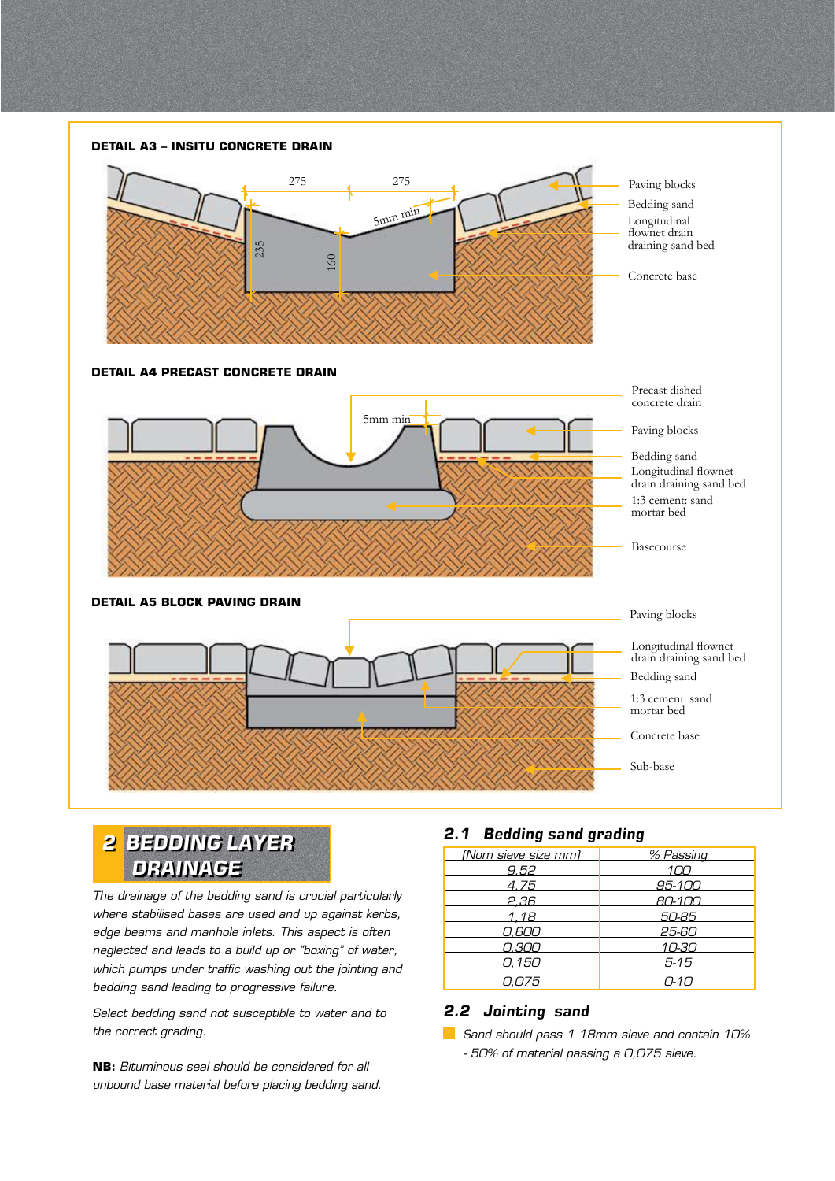### DETAIL A3 – INSITU CONCRETE DRAIN

275 275

5mm min

235 160

Paving blocks

Bedding sand

Longitudinal flownet drain draining sand bed

Concrete base

### DETAIL A4 PRECAST CONCRETE DRAIN

5mm min

Precast dished concrete drain

Paving blocks

Bedding sand

Longitudinal flownet drain draining sand bed

1:3 cement: sand mortar bed

Basecourse

### DETAIL A5 BLOCK PAVING DRAIN

Paving blocks

Longitudinal flownet drain draining sand bed

Bedding sand

1:3 cement: sand mortar bed

Concrete base

Sub-base

## 2 BEDDING LAYER DRAINAGE

*The drainage of the bedding sand is crucial particularly where stabilised bases are used and up against kerbs, edge beams and manhole inlets. This aspect is often neglected and leads to a build up or "boxing" of water, which pumps under traffic washing out the jointing and bedding sand leading to progressive failure.*

*Select bedding sand not susceptible to water and to the correct grading.*

**NB:** *Bituminous seal should be considered for all unbound base material before placing bedding sand.*

### 2.1 Bedding sand grading

| (Nom sieve size mm) | % Passing |
|---|---|
| 9,52 | 100 |
| 4,75 | 95-100 |
| 2,36 | 80-100 |
| 1,18 | 50-85 |
| 0,600 | 25-60 |
| 0,300 | 10-30 |
| 0,150 | 5-15 |
| 0,075 | 0-10 |

### 2.2 Jointing sand

- *Sand should pass 1 18mm sieve and contain 10% - 50% of material passing a 0,075 sieve.*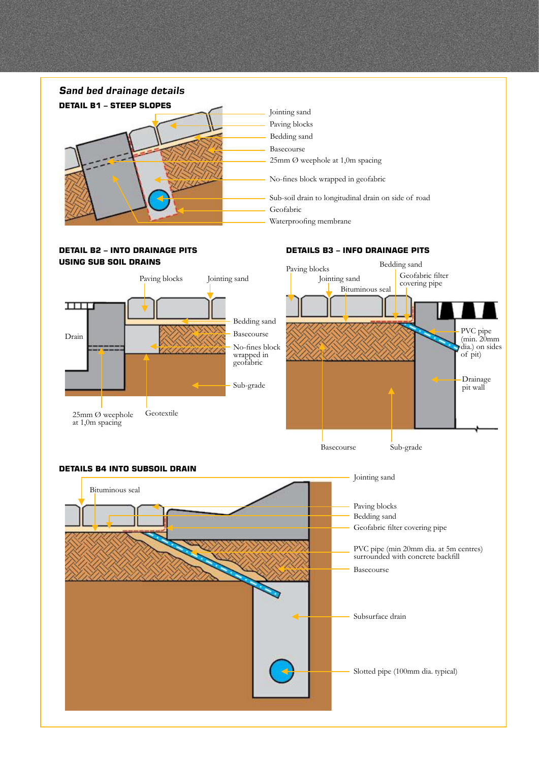## *Sand bed drainage details*

### DETAIL B1 – STEEP SLOPES

- Jointing sand
- Paving blocks
- Bedding sand
- Basecourse
- 25mm Ø weephole at 1,0m spacing
- No-fines block wrapped in geofabric
- Sub-soil drain to longitudinal drain on side of road
- Geofabric
- Waterproofing membrane

### DETAIL B2 – INTO DRAINAGE PITS USING SUB SOIL DRAINS

- Paving blocks
- Jointing sand
- Drain
- Bedding sand
- Basecourse
- No-fines block wrapped in geofabric
- Sub-grade
- 25mm Ø weephole at 1,0m spacing
- Geotextile

### DETAILS B3 – INFO DRAINAGE PITS

- Paving blocks
- Bedding sand
- Jointing sand
- Geofabric filter covering pipe
- Bituminous seal
- PVC pipe (min. 20mm dia.) on sides of pit)
- Drainage pit wall
- Basecourse
- Sub-grade

### DETAILS B4 INTO SUBSOIL DRAIN

- Jointing sand
- Bituminous seal
- Paving blocks
- Bedding sand
- Geofabric filter covering pipe
- PVC pipe (min 20mm dia. at 5m centres) surrounded with concrete backfill
- Basecourse
- Subsurface drain
- Slotted pipe (100mm dia. typical)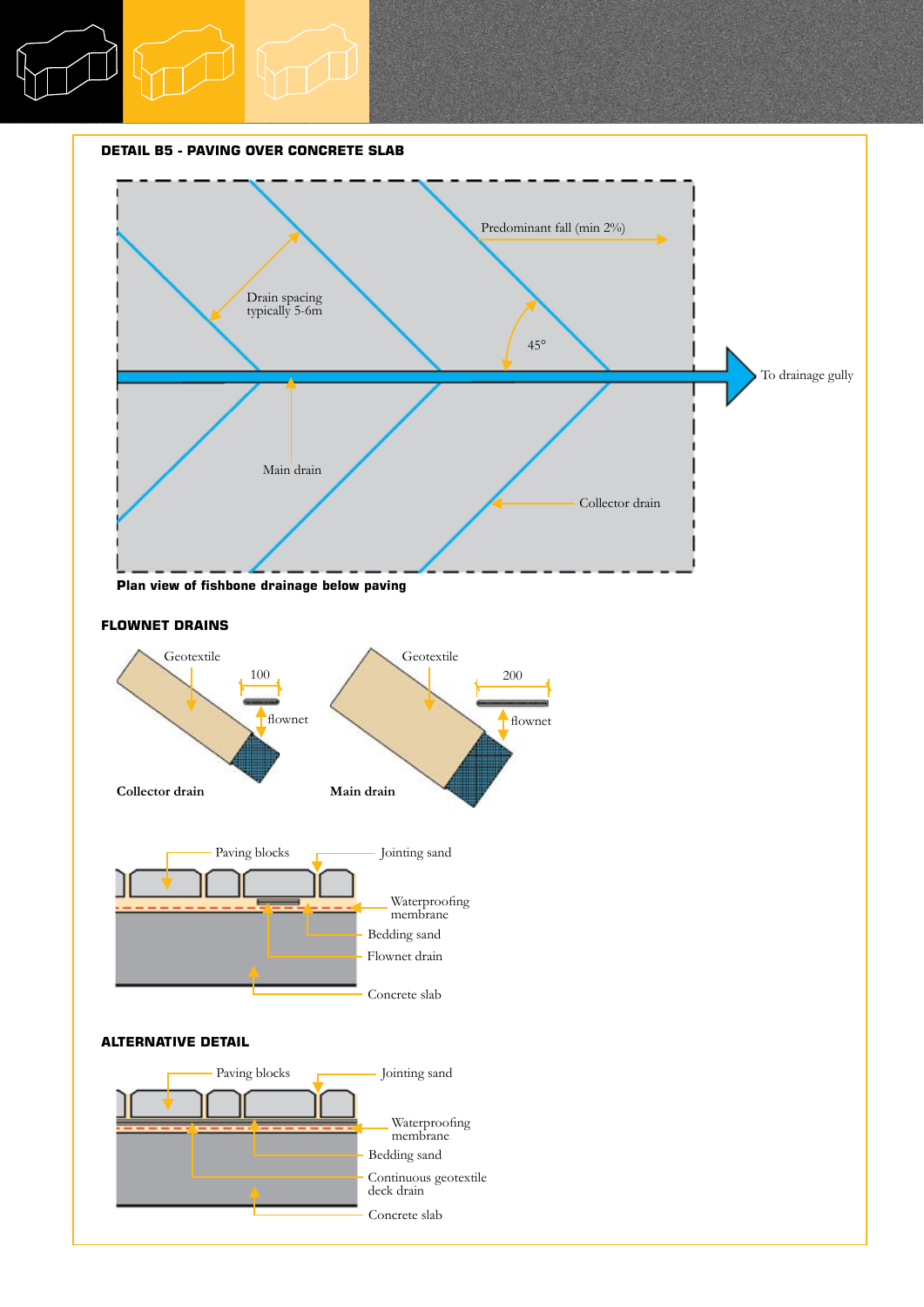## DETAIL B5 - PAVING OVER CONCRETE SLAB

Predominant fall (min 2%)

Drain spacing typically 5-6m

45°

To drainage gully

Main drain

Collector drain

**Plan view of fishbone drainage below paving**

## FLOWNET DRAINS

Geotextile

100

flownet

**Collector drain**

Geotextile

200

flownet

**Main drain**

Paving blocks

Jointing sand

Waterproofing membrane

Bedding sand

Flownet drain

Concrete slab

## ALTERNATIVE DETAIL

Paving blocks

Jointing sand

Waterproofing membrane

Bedding sand

Continuous geotextile deck drain

Concrete slab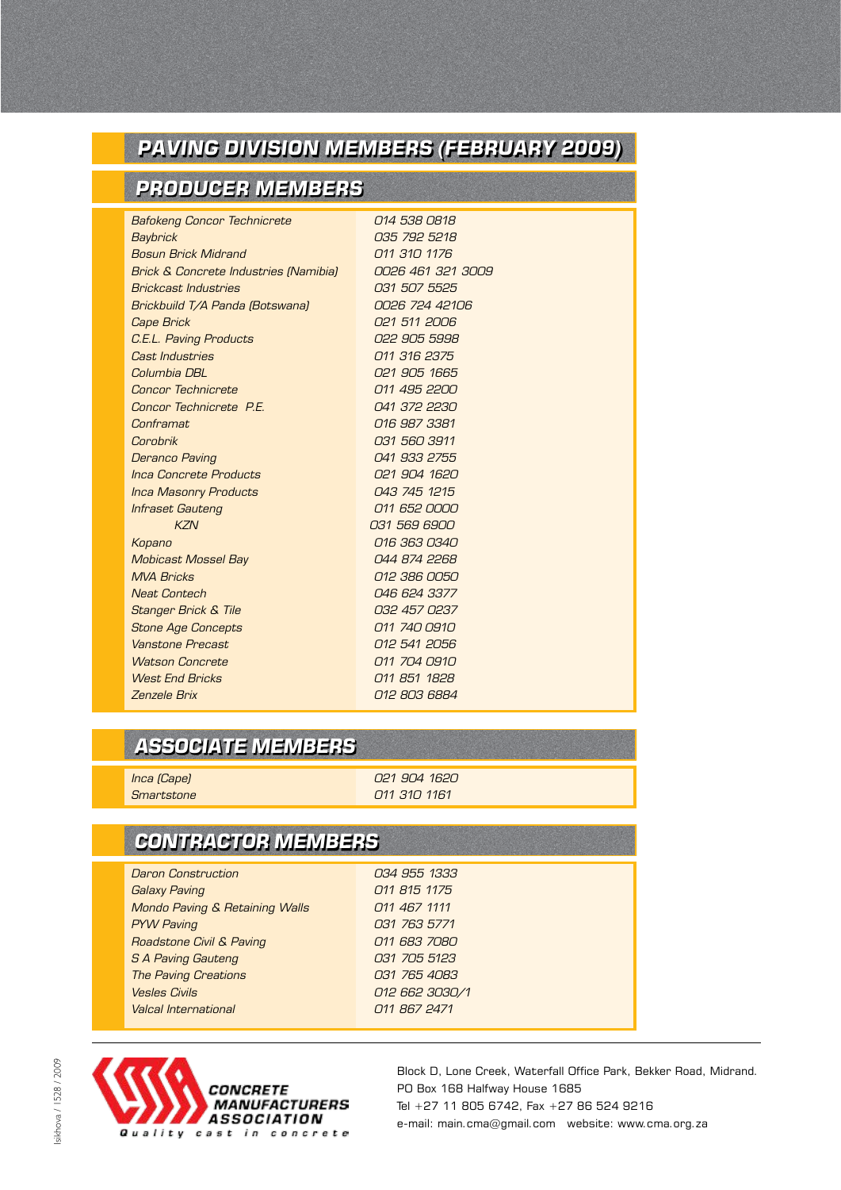# PAVING DIVISION MEMBERS (FEBRUARY 2009)

## PRODUCER MEMBERS

| | |
|---|---|
| Bafokeng Concor Technicrete | 014 538 0818 |
| Baybrick | 035 792 5218 |
| Bosun Brick Midrand | 011 310 1176 |
| Brick & Concrete Industries (Namibia) | 0026 461 321 3009 |
| Brickcast Industries | 031 507 5525 |
| Brickbuild T/A Panda (Botswana) | 0026 724 42106 |
| Cape Brick | 021 511 2006 |
| C.E.L. Paving Products | 022 905 5998 |
| Cast Industries | 011 316 2375 |
| Columbia DBL | 021 905 1665 |
| Concor Technicrete | 011 495 2200 |
| Concor Technicrete P.E. | 041 372 2230 |
| Conframat | 016 987 3381 |
| Corobrik | 031 560 3911 |
| Deranco Paving | 041 933 2755 |
| Inca Concrete Products | 021 904 1620 |
| Inca Masonry Products | 043 745 1215 |
| Infraset Gauteng | 011 652 0000 |
| KZN | 031 569 6900 |
| Kopano | 016 363 0340 |
| Mobicast Mossel Bay | 044 874 2268 |
| MVA Bricks | 012 386 0050 |
| Neat Contech | 046 624 3377 |
| Stanger Brick & Tile | 032 457 0237 |
| Stone Age Concepts | 011 740 0910 |
| Vanstone Precast | 012 541 2056 |
| Watson Concrete | 011 704 0910 |
| West End Bricks | 011 851 1828 |
| Zenzele Brix | 012 803 6884 |

## ASSOCIATE MEMBERS

| | |
|---|---|
| Inca (Cape) | 021 904 1620 |
| Smartstone | 011 310 1161 |

## CONTRACTOR MEMBERS

| | |
|---|---|
| Daron Construction | 034 955 1333 |
| Galaxy Paving | 011 815 1175 |
| Mondo Paving & Retaining Walls | 011 467 1111 |
| PYW Paving | 031 763 5771 |
| Roadstone Civil & Paving | 011 683 7080 |
| S A Paving Gauteng | 031 705 5123 |
| The Paving Creations | 031 765 4083 |
| Vesles Civils | 012 662 3030/1 |
| Valcal International | 011 867 2471 |

CONCRETE MANUFACTURERS ASSOCIATION
Quality cast in concrete

Block D, Lone Creek, Waterfall Office Park, Bekker Road, Midrand.
PO Box 168 Halfway House 1685
Tel +27 11 805 6742, Fax +27 86 524 9216
e-mail: main.cma@gmail.com website: www.cma.org.za

Isikhova / 1528 / 2009